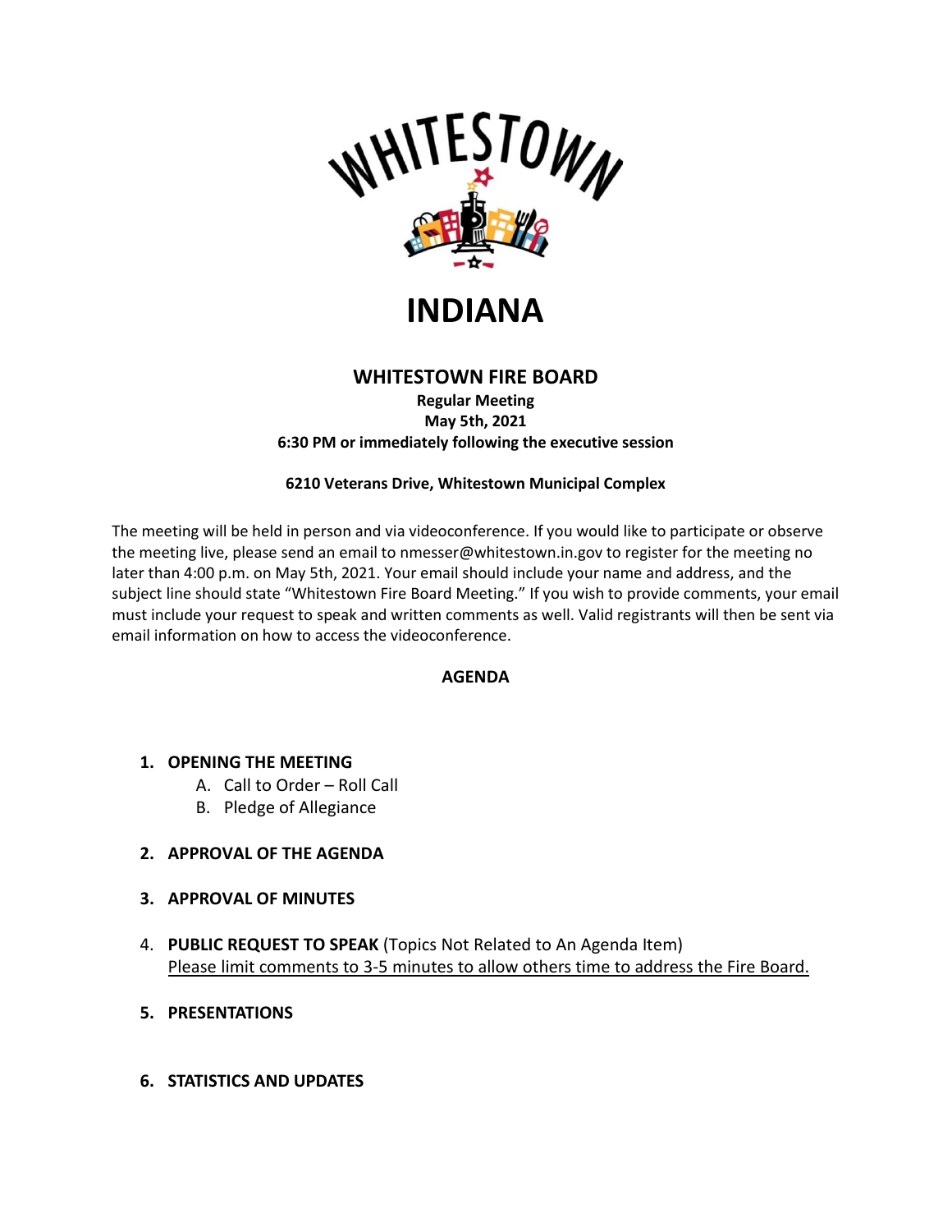WHITESTOWN

# INDIANA

## WHITESTOWN FIRE BOARD

**Regular Meeting**
**May 5th, 2021**
**6:30 PM or immediately following the executive session**

**6210 Veterans Drive, Whitestown Municipal Complex**

The meeting will be held in person and via videoconference. If you would like to participate or observe the meeting live, please send an email to nmesser@whitestown.in.gov to register for the meeting no later than 4:00 p.m. on May 5th, 2021. Your email should include your name and address, and the subject line should state "Whitestown Fire Board Meeting." If you wish to provide comments, your email must include your request to speak and written comments as well. Valid registrants will then be sent via email information on how to access the videoconference.

**AGENDA**

1. **OPENING THE MEETING**
   A. Call to Order – Roll Call
   B. Pledge of Allegiance

2. **APPROVAL OF THE AGENDA**

3. **APPROVAL OF MINUTES**

4. **PUBLIC REQUEST TO SPEAK** (Topics Not Related to An Agenda Item)
   Please limit comments to 3-5 minutes to allow others time to address the Fire Board.

5. **PRESENTATIONS**

6. **STATISTICS AND UPDATES**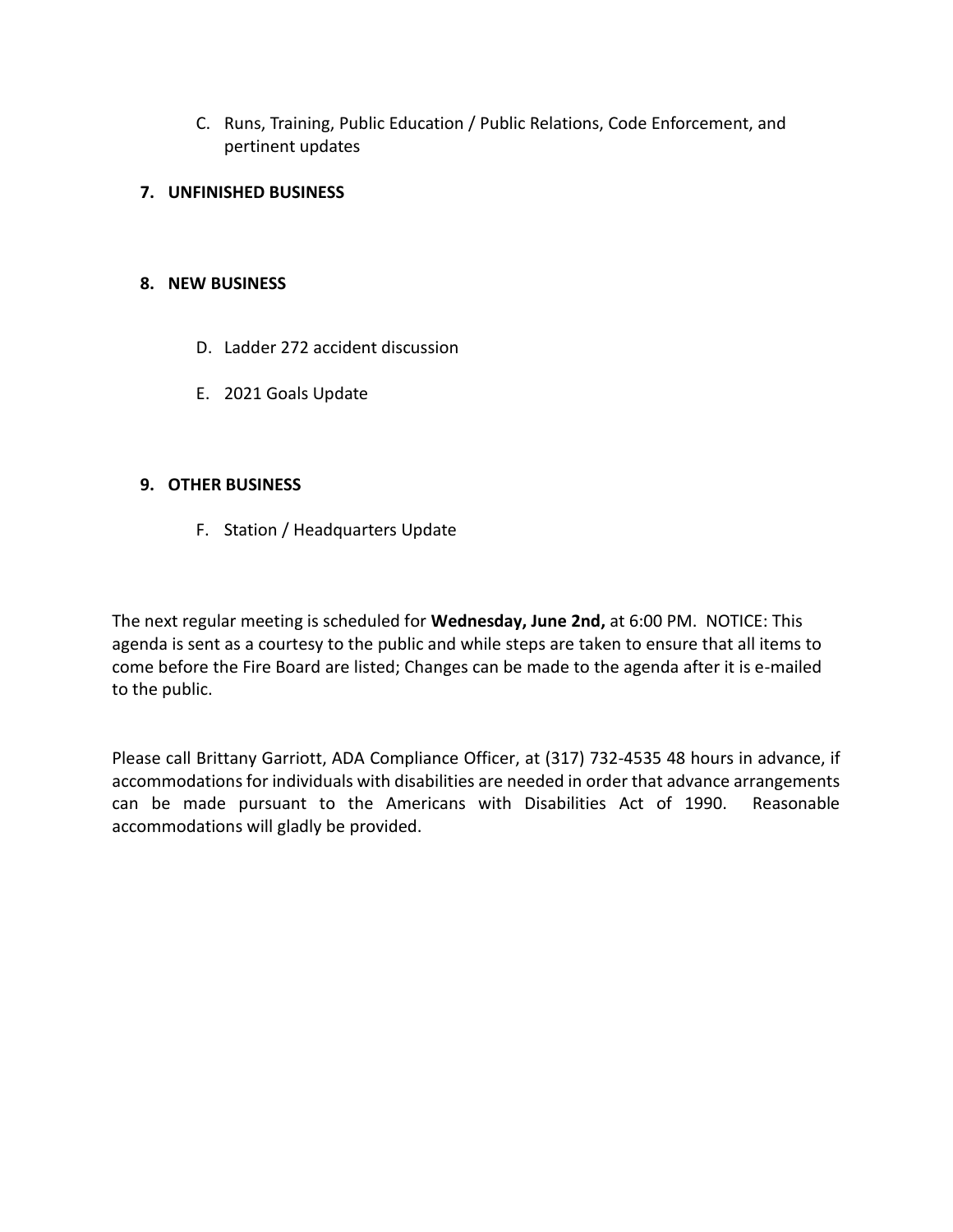C. Runs, Training, Public Education / Public Relations, Code Enforcement, and pertinent updates

**7. UNFINISHED BUSINESS**

**8. NEW BUSINESS**

D. Ladder 272 accident discussion

E. 2021 Goals Update

**9. OTHER BUSINESS**

F. Station / Headquarters Update

The next regular meeting is scheduled for **Wednesday, June 2nd,** at 6:00 PM. NOTICE: This agenda is sent as a courtesy to the public and while steps are taken to ensure that all items to come before the Fire Board are listed; Changes can be made to the agenda after it is e-mailed to the public.

Please call Brittany Garriott, ADA Compliance Officer, at (317) 732-4535 48 hours in advance, if accommodations for individuals with disabilities are needed in order that advance arrangements can be made pursuant to the Americans with Disabilities Act of 1990. Reasonable accommodations will gladly be provided.